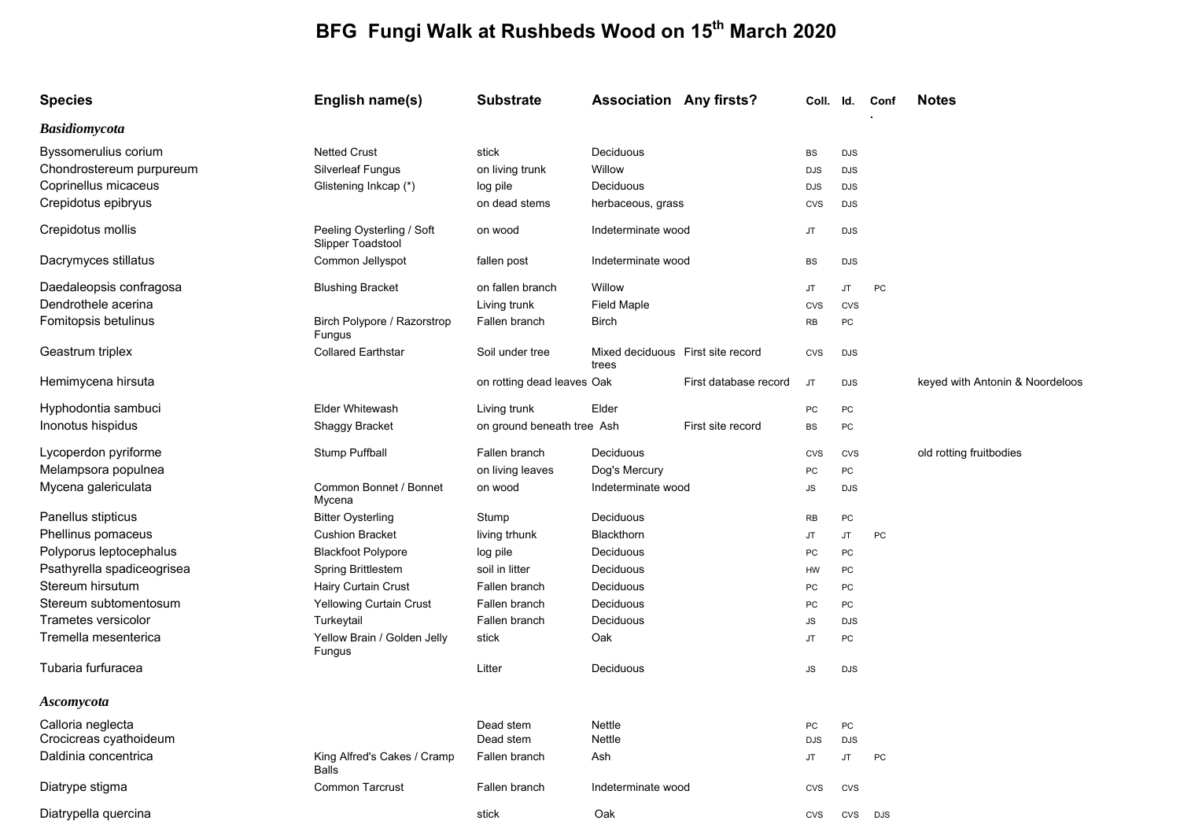# BFG Fungi Walk at Rushbeds Wood on 15th March 2020

| Species | English name(s) | Substrate | Association | Any firsts? | Coll. | Id. | Conf. | Notes |
|---|---|---|---|---|---|---|---|---|
| ***Basidiomycota*** | | | | | | | | |
| Byssomerulius corium | Netted Crust | stick | Deciduous | | BS | DJS | | |
| Chondrostereum purpureum | Silverleaf Fungus | on living trunk | Willow | | DJS | DJS | | |
| Coprinellus micaceus | Glistening Inkcap (*) | log pile | Deciduous | | DJS | DJS | | |
| Crepidotus epibryus | | on dead stems | herbaceous, grass | | CVS | DJS | | |
| Crepidotus mollis | Peeling Oysterling / Soft Slipper Toadstool | on wood | Indeterminate wood | | JT | DJS | | |
| Dacrymyces stillatus | Common Jellyspot | fallen post | Indeterminate wood | | BS | DJS | | |
| Daedaleopsis confragosa | Blushing Bracket | on fallen branch | Willow | | JT | JT | PC | |
| Dendrothele acerina | | Living trunk | Field Maple | | CVS | CVS | | |
| Fomitopsis betulinus | Birch Polypore / Razorstrop Fungus | Fallen branch | Birch | | RB | PC | | |
| Geastrum triplex | Collared Earthstar | Soil under tree | Mixed deciduous trees | First site record | CVS | DJS | | |
| Hemimycena hirsuta | | on rotting dead leaves | Oak | First database record | JT | DJS | | keyed with Antonin & Noordeloos |
| Hyphodontia sambuci | Elder Whitewash | Living trunk | Elder | | PC | PC | | |
| Inonotus hispidus | Shaggy Bracket | on ground beneath tree | Ash | First site record | BS | PC | | |
| Lycoperdon pyriforme | Stump Puffball | Fallen branch | Deciduous | | CVS | CVS | | old rotting fruitbodies |
| Melampsora populnea | | on living leaves | Dog's Mercury | | PC | PC | | |
| Mycena galericulata | Common Bonnet / Bonnet Mycena | on wood | Indeterminate wood | | JS | DJS | | |
| Panellus stipticus | Bitter Oysterling | Stump | Deciduous | | RB | PC | | |
| Phellinus pomaceus | Cushion Bracket | living trhunk | Blackthorn | | JT | JT | PC | |
| Polyporus leptocephalus | Blackfoot Polypore | log pile | Deciduous | | PC | PC | | |
| Psathyrella spadiceogrisea | Spring Brittlestem | soil in litter | Deciduous | | HW | PC | | |
| Stereum hirsutum | Hairy Curtain Crust | Fallen branch | Deciduous | | PC | PC | | |
| Stereum subtomentosum | Yellowing Curtain Crust | Fallen branch | Deciduous | | PC | PC | | |
| Trametes versicolor | Turkeytail | Fallen branch | Deciduous | | JS | DJS | | |
| Tremella mesenterica | Yellow Brain / Golden Jelly Fungus | stick | Oak | | JT | PC | | |
| Tubaria furfuracea | | Litter | Deciduous | | JS | DJS | | |
| ***Ascomycota*** | | | | | | | | |
| Calloria neglecta | | Dead stem | Nettle | | PC | PC | | |
| Crocicreas cyathoideum | | Dead stem | Nettle | | DJS | DJS | | |
| Daldinia concentrica | King Alfred's Cakes / Cramp Balls | Fallen branch | Ash | | JT | JT | PC | |
| Diatrype stigma | Common Tarcrust | Fallen branch | Indeterminate wood | | CVS | CVS | | |
| Diatrypella quercina | | stick | Oak | | CVS | CVS | DJS | |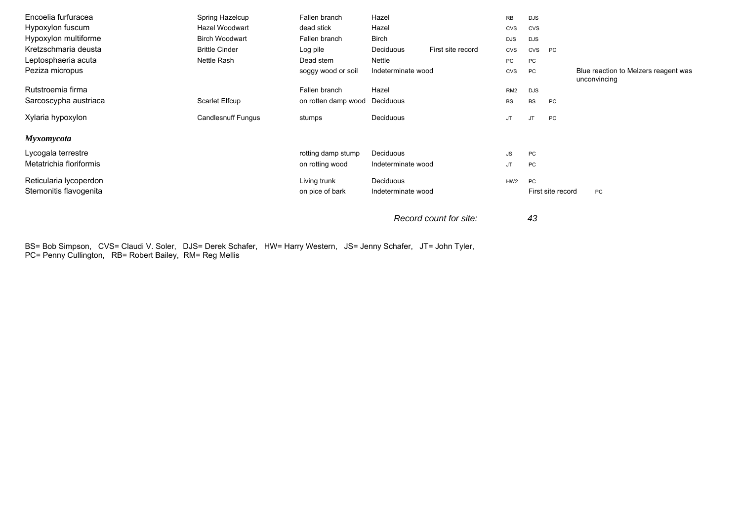| | | | | | | | | |
|---|---|---|---|---|---|---|---|---|
| Encoelia furfuracea | Spring Hazelcup | Fallen branch | Hazel | | RB | DJS | | |
| Hypoxylon fuscum | Hazel Woodwart | dead stick | Hazel | | CVS | CVS | | |
| Hypoxylon multiforme | Birch Woodwart | Fallen branch | Birch | | DJS | DJS | | |
| Kretzschmaria deusta | Brittle Cinder | Log pile | Deciduous | First site record | CVS | CVS | PC | |
| Leptosphaeria acuta | Nettle Rash | Dead stem | Nettle | | PC | PC | | |
| Peziza micropus | | soggy wood or soil | Indeterminate wood | | CVS | PC | | Blue reaction to Melzers reagent was unconvincing |
| Rutstroemia firma | | Fallen branch | Hazel | | RM2 | DJS | | |
| Sarcoscypha austriaca | Scarlet Elfcup | on rotten damp wood | Deciduous | | BS | BS | PC | |
| Xylaria hypoxylon | Candlesnuff Fungus | stumps | Deciduous | | JT | JT | PC | |

### *Myxomycota*

| | | | | | | | | |
|---|---|---|---|---|---|---|---|---|
| Lycogala terrestre | | rotting damp stump | Deciduous | | JS | PC | | |
| Metatrichia floriformis | | on rotting wood | Indeterminate wood | | JT | PC | | |
| Reticularia lycoperdon | | Living trunk | Deciduous | | HW2 | PC | | |
| Stemonitis flavogenita | | on pice of bark | Indeterminate wood | | | First site record | | PC |

*Record count for site:* *43*

BS= Bob Simpson, CVS= Claudi V. Soler, DJS= Derek Schafer, HW= Harry Western, JS= Jenny Schafer, JT= John Tyler,
PC= Penny Cullington, RB= Robert Bailey, RM= Reg Mellis